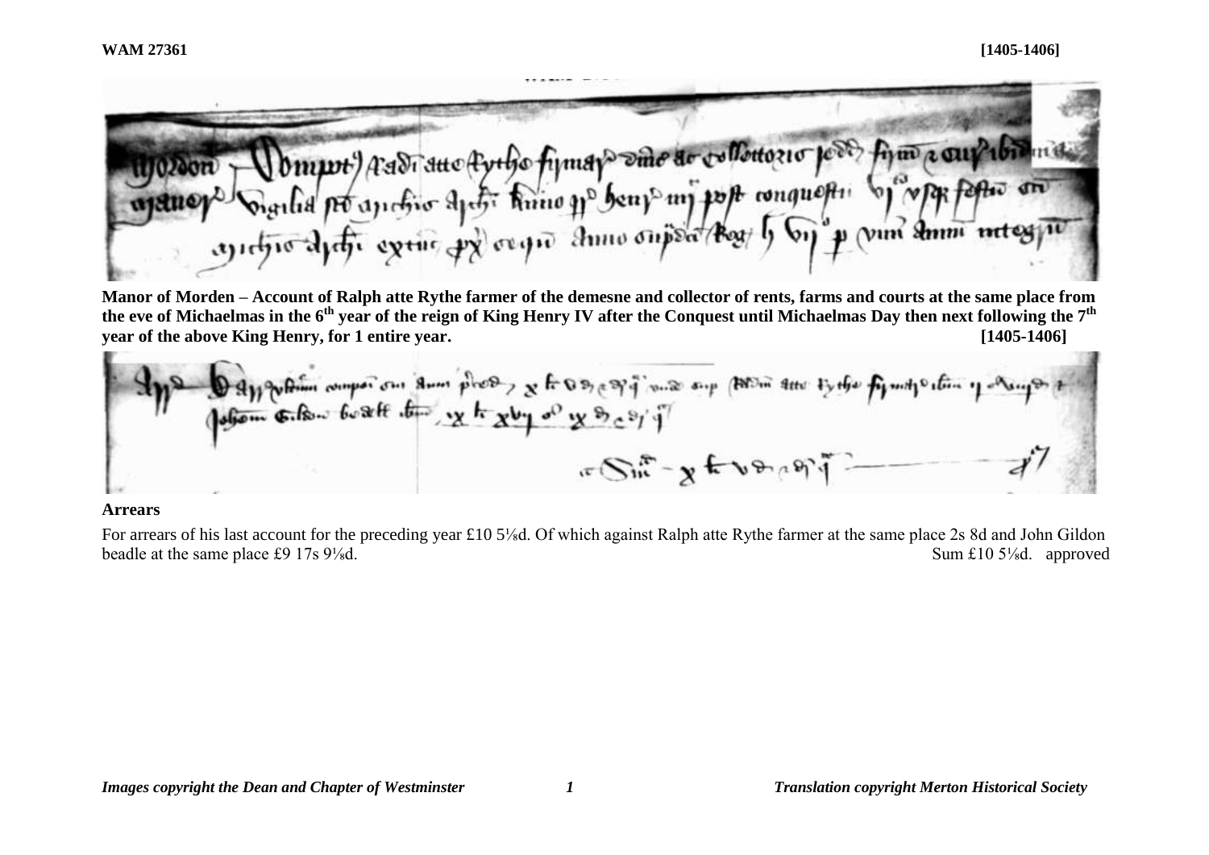**WAM 27361** **[1405-1406]**

**Manor of Morden – Account of Ralph atte Rythe farmer of the demesne and collector of rents, farms and courts at the same place from the eve of Michaelmas in the 6th year of the reign of King Henry IV after the Conquest until Michaelmas Day then next following the 7th year of the above King Henry, for 1 entire year.** **[1405-1406]**

**Arrears**

For arrears of his last account for the preceding year £10 5⅛d. Of which against Ralph atte Rythe farmer at the same place 2s 8d and John Gildon beadle at the same place £9 17s 9⅛d. Sum £10 5⅛d. approved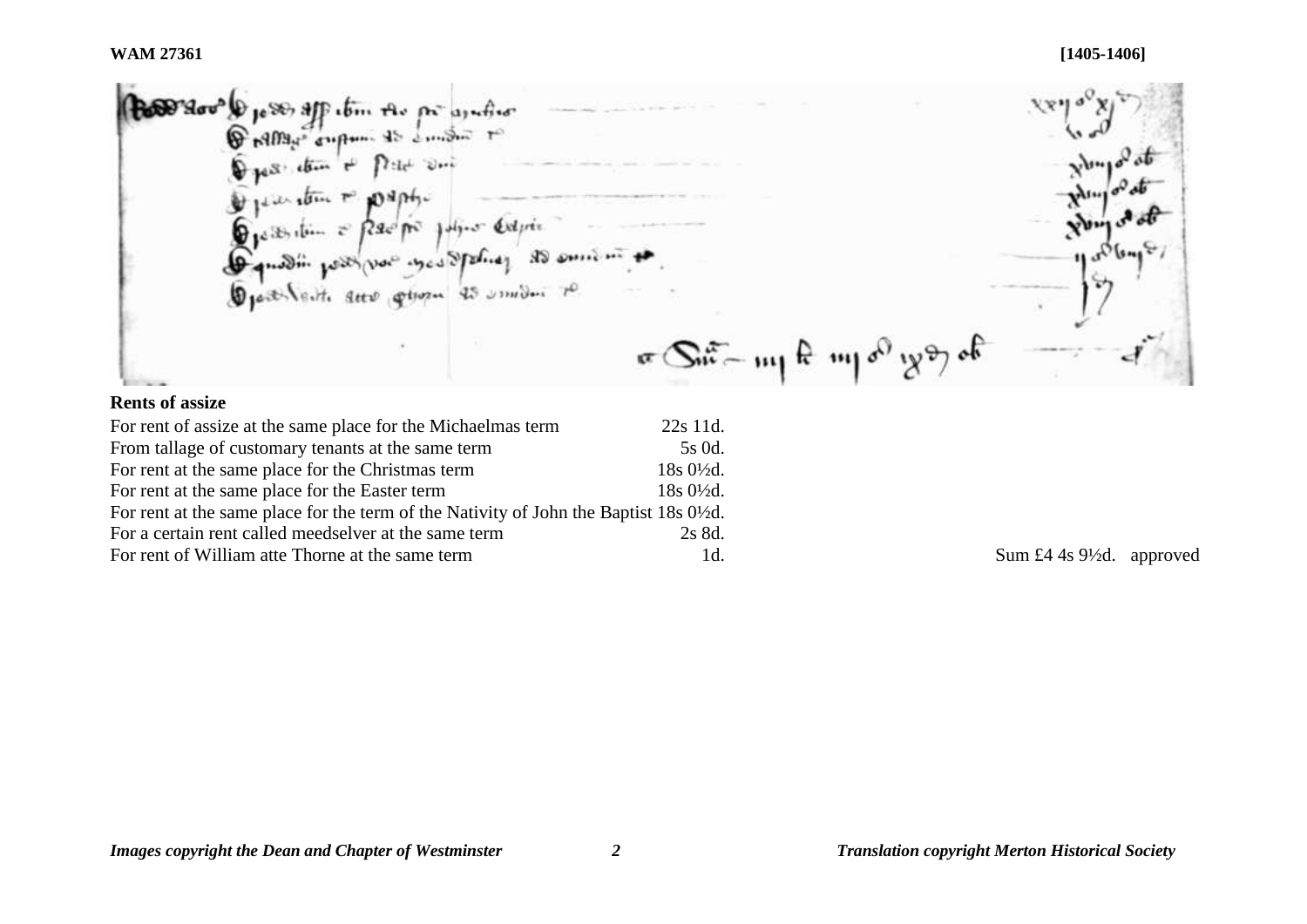## Rents of assize

| | | |
|---|---|---|
| For rent of assize at the same place for the Michaelmas term | 22s 11d. | |
| From tallage of customary tenants at the same term | 5s 0d. | |
| For rent at the same place for the Christmas term | 18s 0½d. | |
| For rent at the same place for the Easter term | 18s 0½d. | |
| For rent at the same place for the term of the Nativity of John the Baptist | 18s 0½d. | |
| For a certain rent called meedselver at the same term | 2s 8d. | |
| For rent of William atte Thorne at the same term | 1d. | Sum £4 4s 9½d. approved |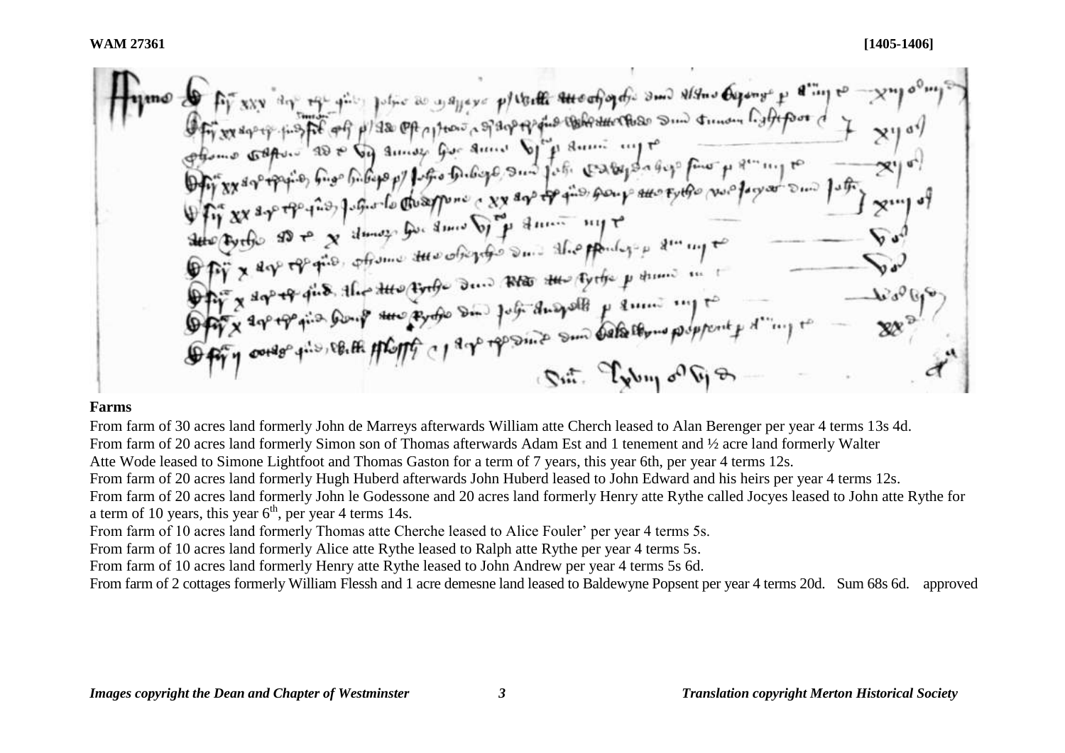**WAM 27361** **[1405-1406]**

**Farms**

From farm of 30 acres land formerly John de Marreys afterwards William atte Cherch leased to Alan Berenger per year 4 terms 13s 4d.

From farm of 20 acres land formerly Simon son of Thomas afterwards Adam Est and 1 tenement and ½ acre land formerly Walter Atte Wode leased to Simone Lightfoot and Thomas Gaston for a term of 7 years, this year 6th, per year 4 terms 12s.

From farm of 20 acres land formerly Hugh Huberd afterwards John Huberd leased to John Edward and his heirs per year 4 terms 12s.

From farm of 20 acres land formerly John le Godessone and 20 acres land formerly Henry atte Rythe called Jocyes leased to John atte Rythe for a term of 10 years, this year 6th, per year 4 terms 14s.

From farm of 10 acres land formerly Thomas atte Cherche leased to Alice Fouler' per year 4 terms 5s.

From farm of 10 acres land formerly Alice atte Rythe leased to Ralph atte Rythe per year 4 terms 5s.

From farm of 10 acres land formerly Henry atte Rythe leased to John Andrew per year 4 terms 5s 6d.

From farm of 2 cottages formerly William Flessh and 1 acre demesne land leased to Baldewyne Popsent per year 4 terms 20d. Sum 68s 6d. approved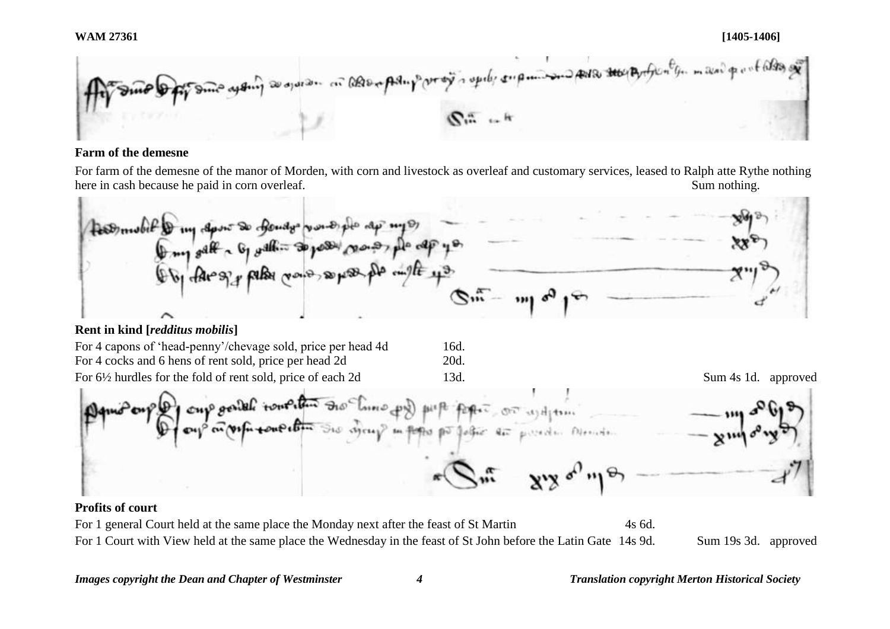## Farm of the demesne

For farm of the demesne of the manor of Morden, with corn and livestock as overleaf and customary services, leased to Ralph atte Rythe nothing here in cash because he paid in corn overleaf. Sum nothing.

## Rent in kind [*redditus mobilis*]

| | | |
|---|---|---|
| For 4 capons of 'head-penny'/chevage sold, price per head 4d | 16d. | |
| For 4 cocks and 6 hens of rent sold, price per head 2d | 20d. | |
| For 6½ hurdles for the fold of rent sold, price of each 2d | 13d. | Sum 4s 1d. approved |

## Profits of court

| | | |
|---|---|---|
| For 1 general Court held at the same place the Monday next after the feast of St Martin | 4s 6d. | |
| For 1 Court with View held at the same place the Wednesday in the feast of St John before the Latin Gate | 14s 9d. | Sum 19s 3d. approved |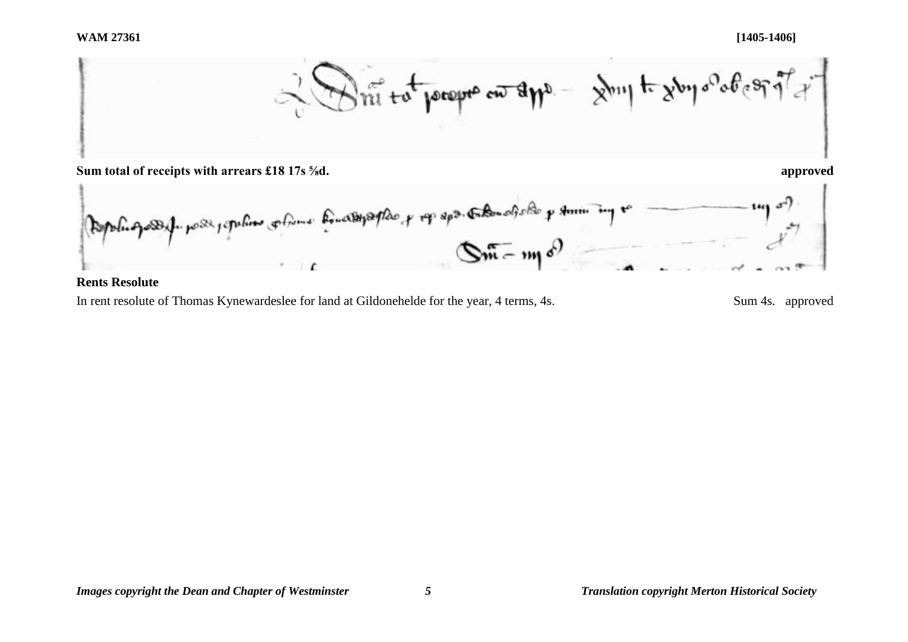Sum total of receipts with arrears £18 17s ⅝d. **approved**

**Sum total of receipts with arrears £18 17s ⅝d.** **approved**

**Rents Resolute**

In rent resolute of Thomas Kynewardeslee for land at Gildonehelde for the year, 4 terms, 4s. Sum 4s. approved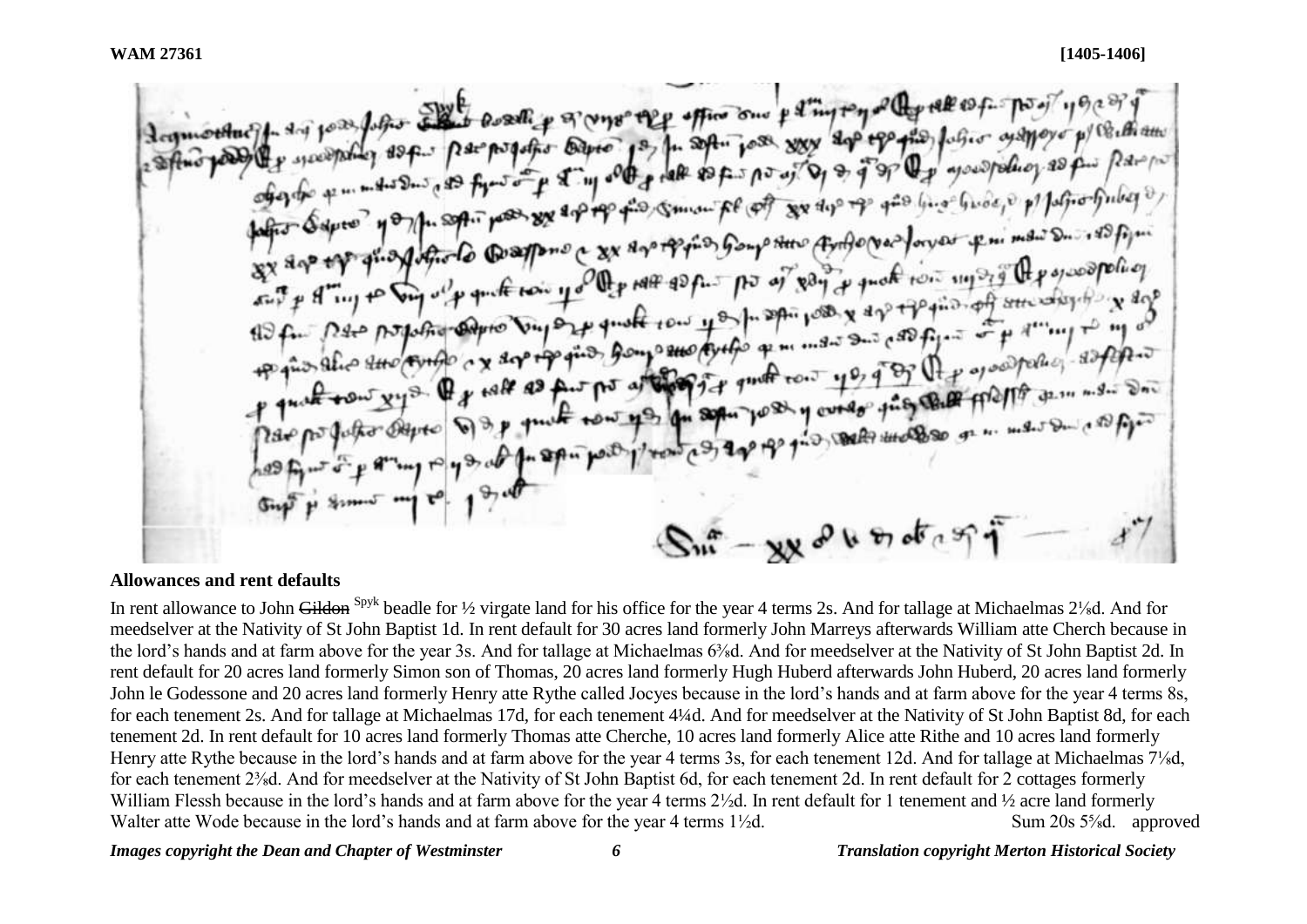**WAM 27361** **[1405-1406]**

**Allowances and rent defaults**

In rent allowance to John ~~Gildon~~ Spyk beadle for ½ virgate land for his office for the year 4 terms 2s. And for tallage at Michaelmas 2⅛d. And for meedselver at the Nativity of St John Baptist 1d. In rent default for 30 acres land formerly John Marreys afterwards William atte Cherch because in the lord's hands and at farm above for the year 3s. And for tallage at Michaelmas 6⅜d. And for meedselver at the Nativity of St John Baptist 2d. In rent default for 20 acres land formerly Simon son of Thomas, 20 acres land formerly Hugh Huberd afterwards John Huberd, 20 acres land formerly John le Godessone and 20 acres land formerly Henry atte Rythe called Jocyes because in the lord's hands and at farm above for the year 4 terms 8s, for each tenement 2s. And for tallage at Michaelmas 17d, for each tenement 4¼d. And for meedselver at the Nativity of St John Baptist 8d, for each tenement 2d. In rent default for 10 acres land formerly Thomas atte Cherche, 10 acres land formerly Alice atte Rithe and 10 acres land formerly Henry atte Rythe because in the lord's hands and at farm above for the year 4 terms 3s, for each tenement 12d. And for tallage at Michaelmas 7⅛d, for each tenement 2⅜d. And for meedselver at the Nativity of St John Baptist 6d, for each tenement 2d. In rent default for 2 cottages formerly William Flessh because in the lord's hands and at farm above for the year 4 terms 2½d. In rent default for 1 tenement and ½ acre land formerly Walter atte Wode because in the lord's hands and at farm above for the year 4 terms 1½d. Sum 20s 5⅝d. approved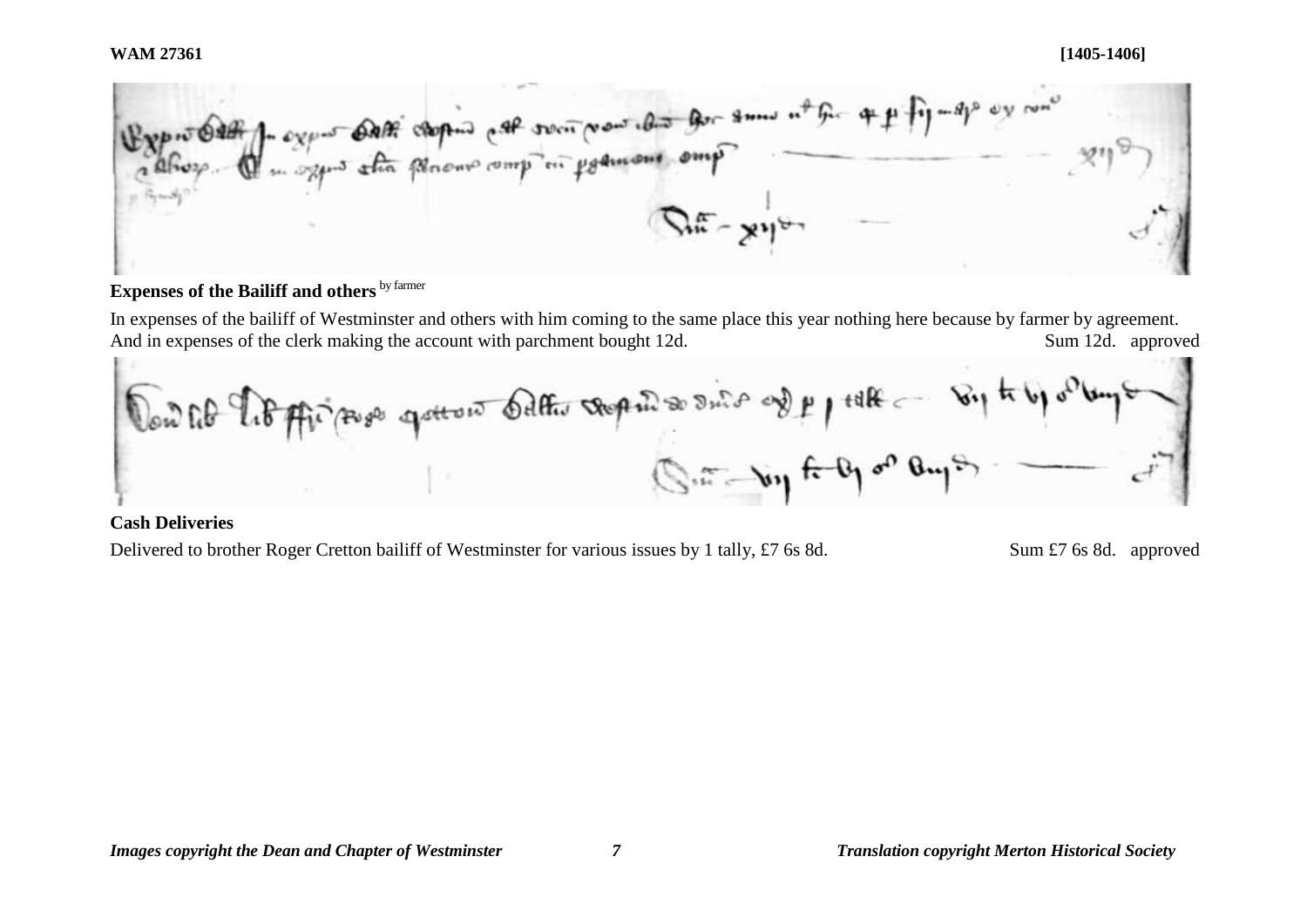**WAM 27361** **[1405-1406]**

### Expenses of the Bailiff and others [by farmer]

In expenses of the bailiff of Westminster and others with him coming to the same place this year nothing here because by farmer by agreement.
And in expenses of the clerk making the account with parchment bought 12d. Sum 12d. approved

### Cash Deliveries

Delivered to brother Roger Cretton bailiff of Westminster for various issues by 1 tally, £7 6s 8d. Sum £7 6s 8d. approved

*Images copyright the Dean and Chapter of Westminster* *Translation copyright Merton Historical Society*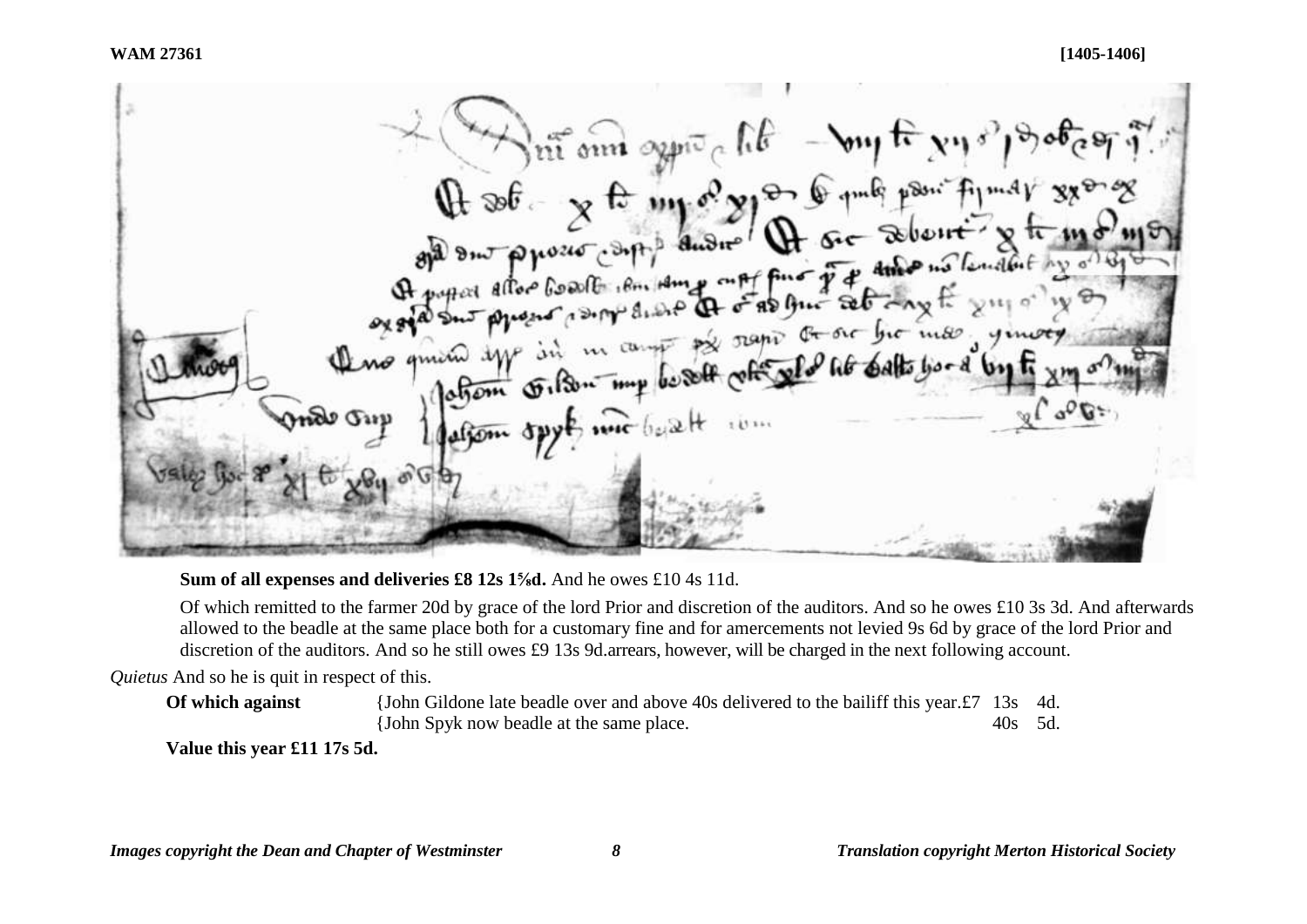**Sum of all expenses and deliveries £8 12s 1⅝d.** And he owes £10 4s 11d.

Of which remitted to the farmer 20d by grace of the lord Prior and discretion of the auditors. And so he owes £10 3s 3d. And afterwards allowed to the beadle at the same place both for a customary fine and for amercements not levied 9s 6d by grace of the lord Prior and discretion of the auditors. And so he still owes £9 13s 9d.arrears, however, will be charged in the next following account.

*Quietus* And so he is quit in respect of this.

| | | | |
|---|---|---|---|
| **Of which against** | {John Gildone late beadle over and above 40s delivered to the bailiff this year. | £7 13s | 4d. |
| | {John Spyk now beadle at the same place. | 40s | 5d. |

**Value this year £11 17s 5d.**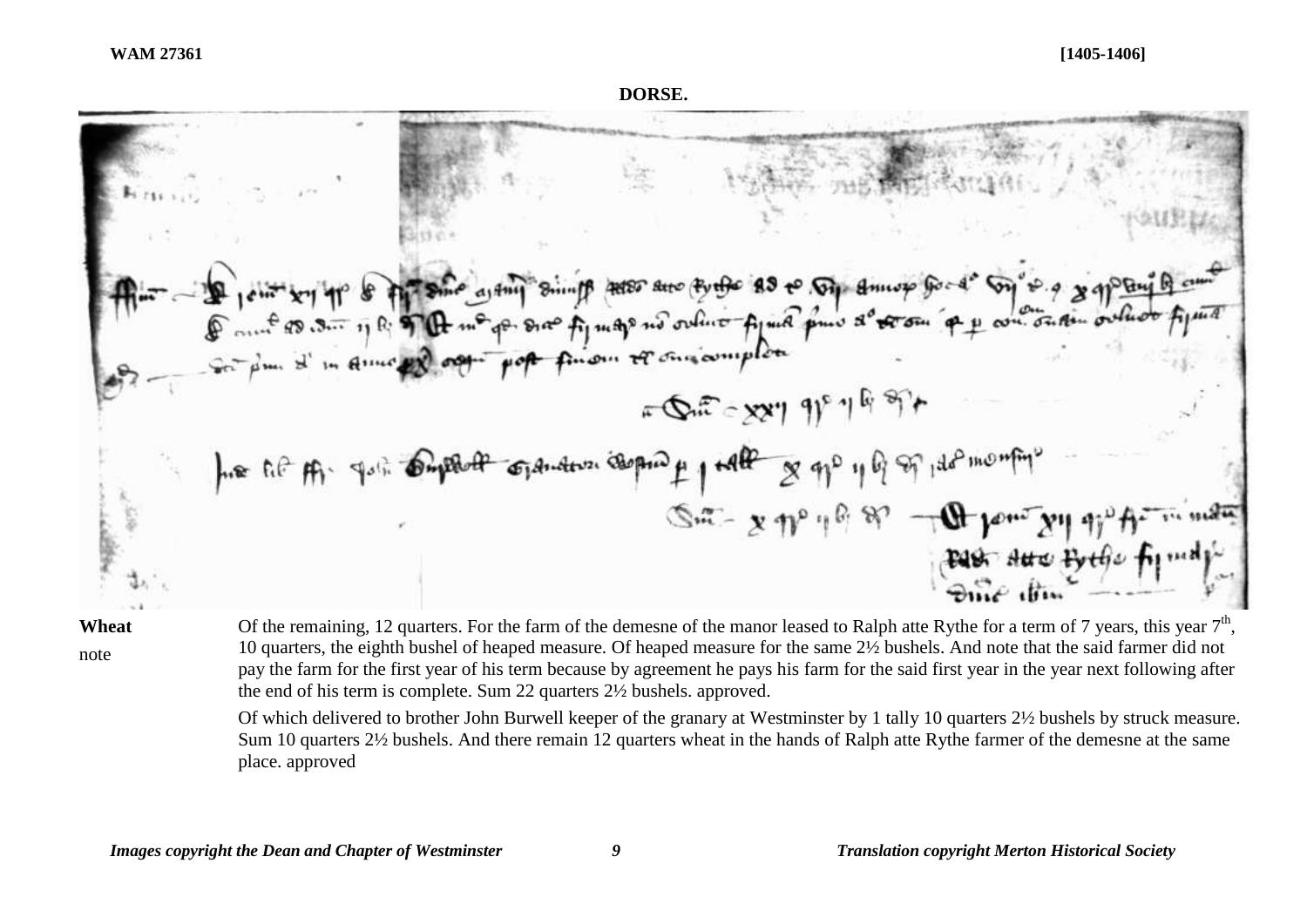**WAM 27361** **[1405-1406]**

**DORSE.**

| | |
|---|---|
| **Wheat** | Of the remaining, 12 quarters. For the farm of the demesne of the manor leased to Ralph atte Rythe for a term of 7 years, this year 7th, 10 quarters, the eighth bushel of heaped measure. Of heaped measure for the same 2½ bushels. And note that the said farmer did not pay the farm for the first year of his term because by agreement he pays his farm for the said first year in the year next following after the end of his term is complete. Sum 22 quarters 2½ bushels. approved. |
| note | |
| | Of which delivered to brother John Burwell keeper of the granary at Westminster by 1 tally 10 quarters 2½ bushels by struck measure. Sum 10 quarters 2½ bushels. And there remain 12 quarters wheat in the hands of Ralph atte Rythe farmer of the demesne at the same place. approved |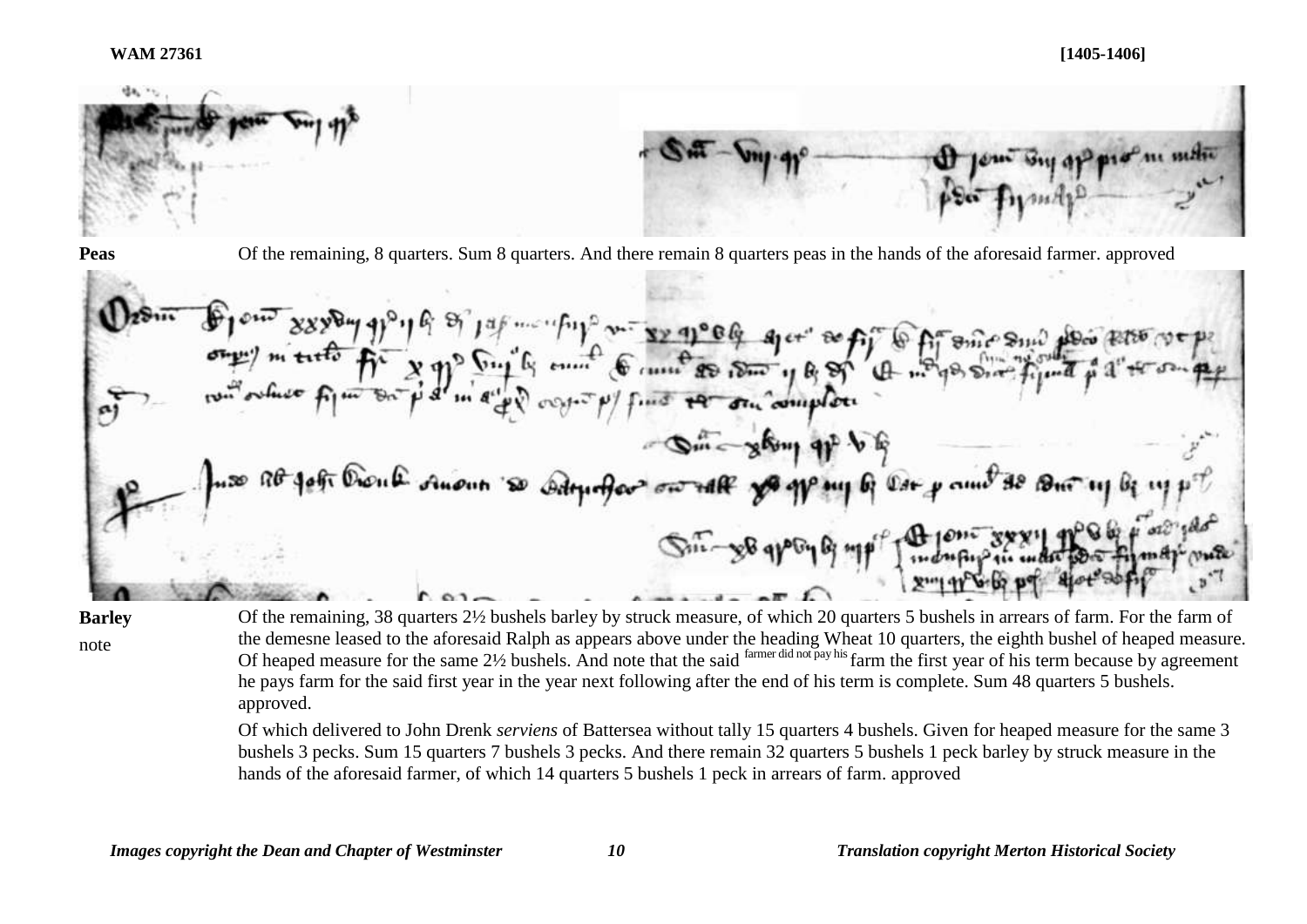**Peas** Of the remaining, 8 quarters. Sum 8 quarters. And there remain 8 quarters peas in the hands of the aforesaid farmer. approved

**Barley**

note

Of the remaining, 38 quarters 2½ bushels barley by struck measure, of which 20 quarters 5 bushels in arrears of farm. For the farm of the demesne leased to the aforesaid Ralph as appears above under the heading Wheat 10 quarters, the eighth bushel of heaped measure. Of heaped measure for the same 2½ bushels. And note that the said farmer did not pay his farm the first year of his term because by agreement he pays farm for the said first year in the year next following after the end of his term is complete. Sum 48 quarters 5 bushels. approved.

Of which delivered to John Drenk *serviens* of Battersea without tally 15 quarters 4 bushels. Given for heaped measure for the same 3 bushels 3 pecks. Sum 15 quarters 7 bushels 3 pecks. And there remain 32 quarters 5 bushels 1 peck barley by struck measure in the hands of the aforesaid farmer, of which 14 quarters 5 bushels 1 peck in arrears of farm. approved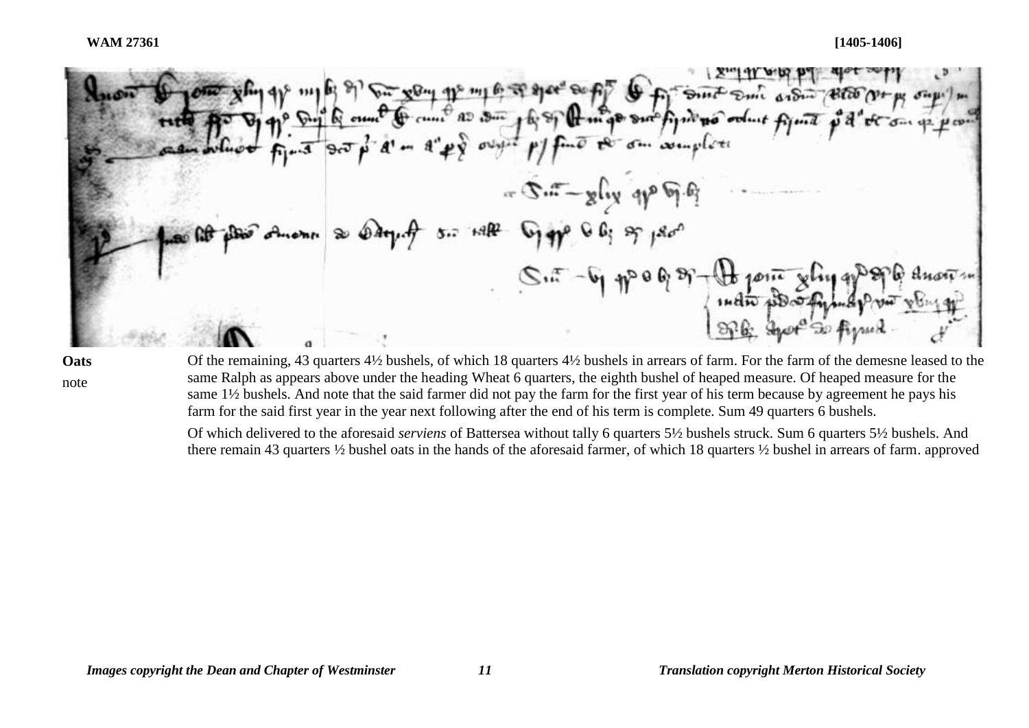**WAM 27361** **[1405-1406]**

**Oats** Of the remaining, 43 quarters 4½ bushels, of which 18 quarters 4½ bushels in arrears of farm. For the farm of the demesne leased to the same Ralph as appears above under the heading Wheat 6 quarters, the eighth bushel of heaped measure. Of heaped measure for the same 1½ bushels. And note that the said farmer did not pay the farm for the first year of his term because by agreement he pays his farm for the said first year in the year next following after the end of his term is complete. Sum 49 quarters 6 bushels.

note

Of which delivered to the aforesaid *serviens* of Battersea without tally 6 quarters 5½ bushels struck. Sum 6 quarters 5½ bushels. And there remain 43 quarters ½ bushel oats in the hands of the aforesaid farmer, of which 18 quarters ½ bushel in arrears of farm. approved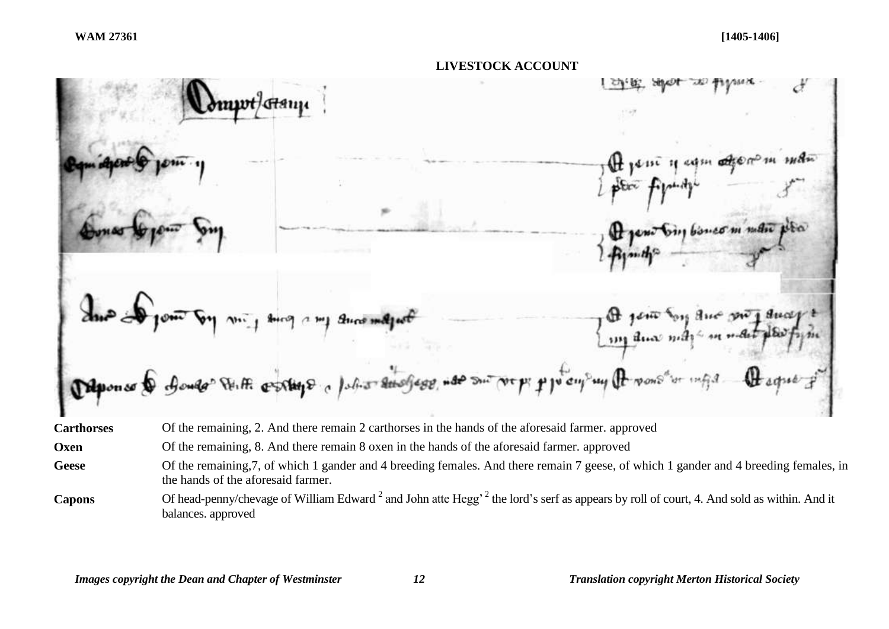WAM 27361 [1405-1406]

**LIVESTOCK ACCOUNT**

| | |
|---|---|
| **Carthorses** | Of the remaining, 2. And there remain 2 carthorses in the hands of the aforesaid farmer. approved |
| **Oxen** | Of the remaining, 8. And there remain 8 oxen in the hands of the aforesaid farmer. approved |
| **Geese** | Of the remaining,7, of which 1 gander and 4 breeding females. And there remain 7 geese, of which 1 gander and 4 breeding females, in the hands of the aforesaid farmer. |
| **Capons** | Of head-penny/chevage of William Edward [2] and John atte Hegg' [2] the lord's serf as appears by roll of court, 4. And sold as within. And it balances. approved |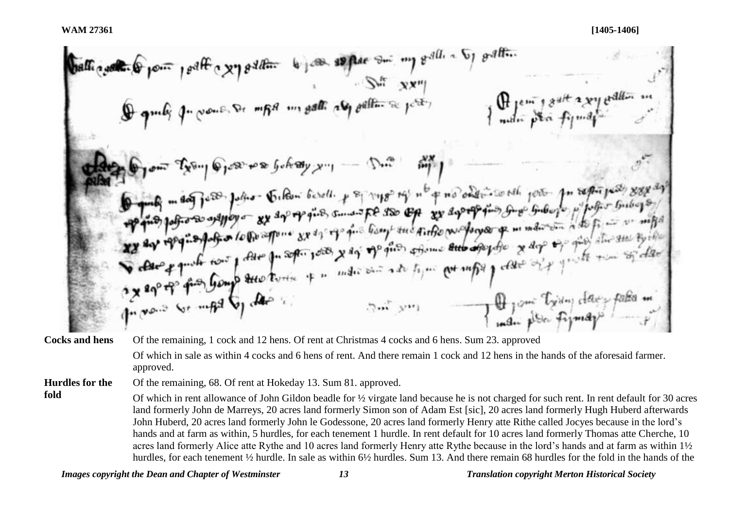**Cocks and hens** Of the remaining, 1 cock and 12 hens. Of rent at Christmas 4 cocks and 6 hens. Sum 23. approved

Of which in sale as within 4 cocks and 6 hens of rent. And there remain 1 cock and 12 hens in the hands of the aforesaid farmer. approved.

**Hurdles for the fold** Of the remaining, 68. Of rent at Hokeday 13. Sum 81. approved.

Of which in rent allowance of John Gildon beadle for ½ virgate land because he is not charged for such rent. In rent default for 30 acres land formerly John de Marreys, 20 acres land formerly Simon son of Adam Est [sic], 20 acres land formerly Hugh Huberd afterwards John Huberd, 20 acres land formerly John le Godessone, 20 acres land formerly Henry atte Rithe called Jocyes because in the lord's hands and at farm as within, 5 hurdles, for each tenement 1 hurdle. In rent default for 10 acres land formerly Thomas atte Cherche, 10 acres land formerly Alice atte Rythe and 10 acres land formerly Henry atte Rythe because in the lord's hands and at farm as within 1½ hurdles, for each tenement ½ hurdle. In sale as within 6½ hurdles. Sum 13. And there remain 68 hurdles for the fold in the hands of the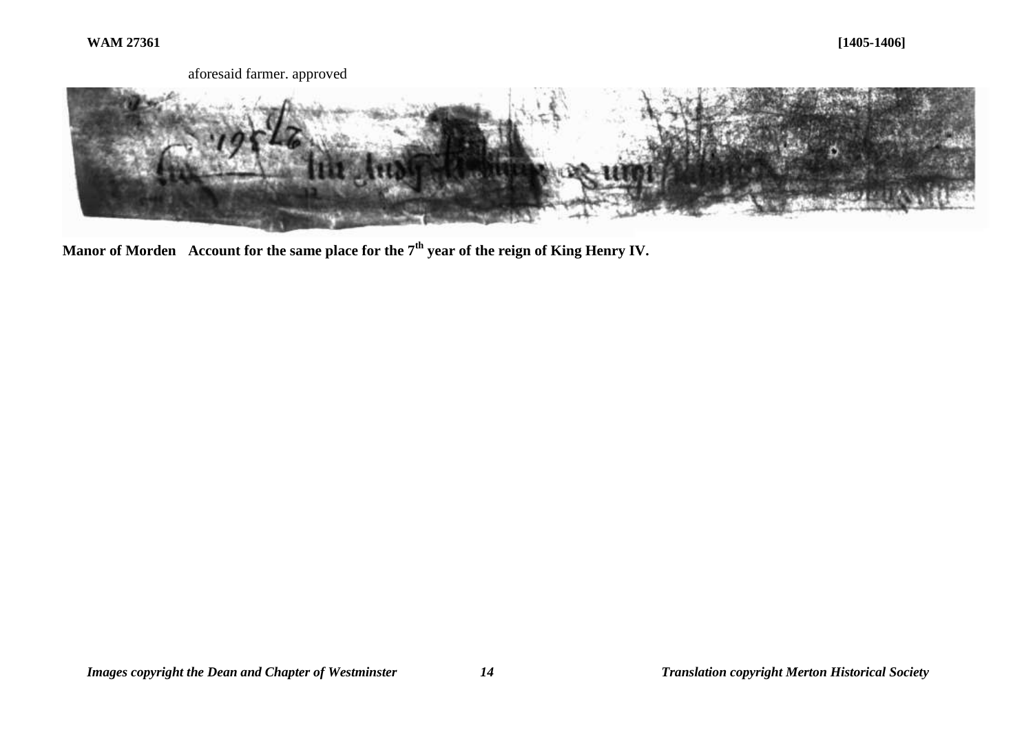aforesaid farmer. approved

**Manor of Morden Account for the same place for the 7th year of the reign of King Henry IV.**